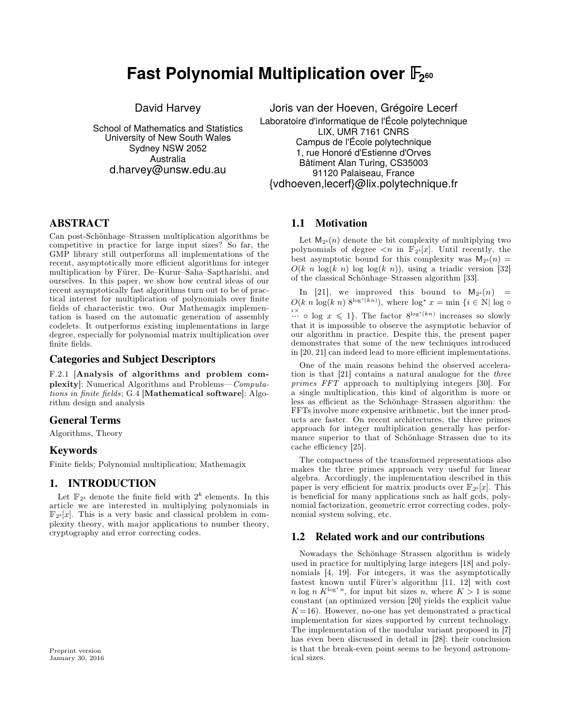# Fast Polynomial Multiplication over $\mathbb{F}_{2^{60}}$

David Harvey

School of Mathematics and Statistics
University of New South Wales
Sydney NSW 2052
Australia
d.harvey@unsw.edu.au

Joris van der Hoeven, Grégoire Lecerf

Laboratoire d'informatique de l'École polytechnique
LIX, UMR 7161 CNRS
Campus de l'École polytechnique
1, rue Honoré d'Estienne d'Orves
Bâtiment Alan Turing, CS35003
91120 Palaiseau, France
{vdhoeven,lecerf}@lix.polytechnique.fr

## ABSTRACT

Can post-Schönhage–Strassen multiplication algorithms be competitive in practice for large input sizes? So far, the GMP library still outperforms all implementations of the recent, asymptotically more efficient algorithms for integer multiplication by Fürer, De–Kurur–Saha–Saptharishi, and ourselves. In this paper, we show how central ideas of our recent asymptotically fast algorithms turn out to be of practical interest for multiplication of polynomials over finite fields of characteristic two. Our Mathemagix implementation is based on the automatic generation of assembly codelets. It outperforms existing implementations in large degree, especially for polynomial matrix multiplication over finite fields.

## Categories and Subject Descriptors

F.2.1 [**Analysis of algorithms and problem complexity**]: Numerical Algorithms and Problems—*Computations in finite fields*; G.4 [**Mathematical software**]: Algorithm design and analysis

## General Terms

Algorithms, Theory

## Keywords

Finite fields; Polynomial multiplication; Mathemagix

## 1. INTRODUCTION

Let $\mathbb{F}_{2^k}$ denote the finite field with $2^k$ elements. In this article we are interested in multiplying polynomials in $\mathbb{F}_{2^k}[x]$. This is a very basic and classical problem in complexity theory, with major applications to number theory, cryptography and error correcting codes.

### 1.1 Motivation

Let $\mathsf{M}_{2^k}(n)$ denote the bit complexity of multiplying two polynomials of degree $<n$ in $\mathbb{F}_{2^k}[x]$. Until recently, the best asymptotic bound for this complexity was $\mathsf{M}_{2^k}(n) = O(k\ n\ \log(k\ n)\ \log\log(k\ n))$, using a triadic version [32] of the classical Schönhage–Strassen algorithm [33].

In [21], we improved this bound to $\mathsf{M}_{2^k}(n) = O(k\ n\ \log(k\ n)\ 8^{\log^*(kn)})$, where $\log^* x = \min\{i \in \mathbb{N} | \overbrace{\log \circ \cdots \circ \log}^{i\times} x \leqslant 1\}$. The factor $8^{\log^*(kn)}$ increases so slowly that it is impossible to observe the asymptotic behavior of our algorithm in practice. Despite this, the present paper demonstrates that some of the new techniques introduced in [20, 21] can indeed lead to more efficient implementations.

One of the main reasons behind the observed acceleration is that [21] contains a natural analogue for the *three primes FFT* approach to multiplying integers [30]. For a single multiplication, this kind of algorithm is more or less as efficient as the Schönhage–Strassen algorithm: the FFTs involve more expensive arithmetic, but the inner products are faster. On recent architectures, the three primes approach for integer multiplication generally has performance superior to that of Schönhage–Strassen due to its cache efficiency [25].

The compactness of the transformed representations also makes the three primes approach very useful for linear algebra. Accordingly, the implementation described in this paper is very efficient for matrix products over $\mathbb{F}_{2^k}[x]$. This is beneficial for many applications such as half gcds, polynomial factorization, geometric error correcting codes, polynomial system solving, etc.

### 1.2 Related work and our contributions

Nowadays the Schönhage–Strassen algorithm is widely used in practice for multiplying large integers [18] and polynomials [4, 19]. For integers, it was the asymptotically fastest known until Fürer's algorithm [11, 12] with cost $n \log n\ K^{\log^* n}$, for input bit sizes $n$, where $K > 1$ is some constant (an optimized version [20] yields the explicit value $K = 16$). However, no-one has yet demonstrated a practical implementation for sizes supported by current technology. The implementation of the modular variant proposed in [7] has even been discussed in detail in [28]: their conclusion is that the break-even point seems to be beyond astronomical sizes.

Preprint version
January 30, 2016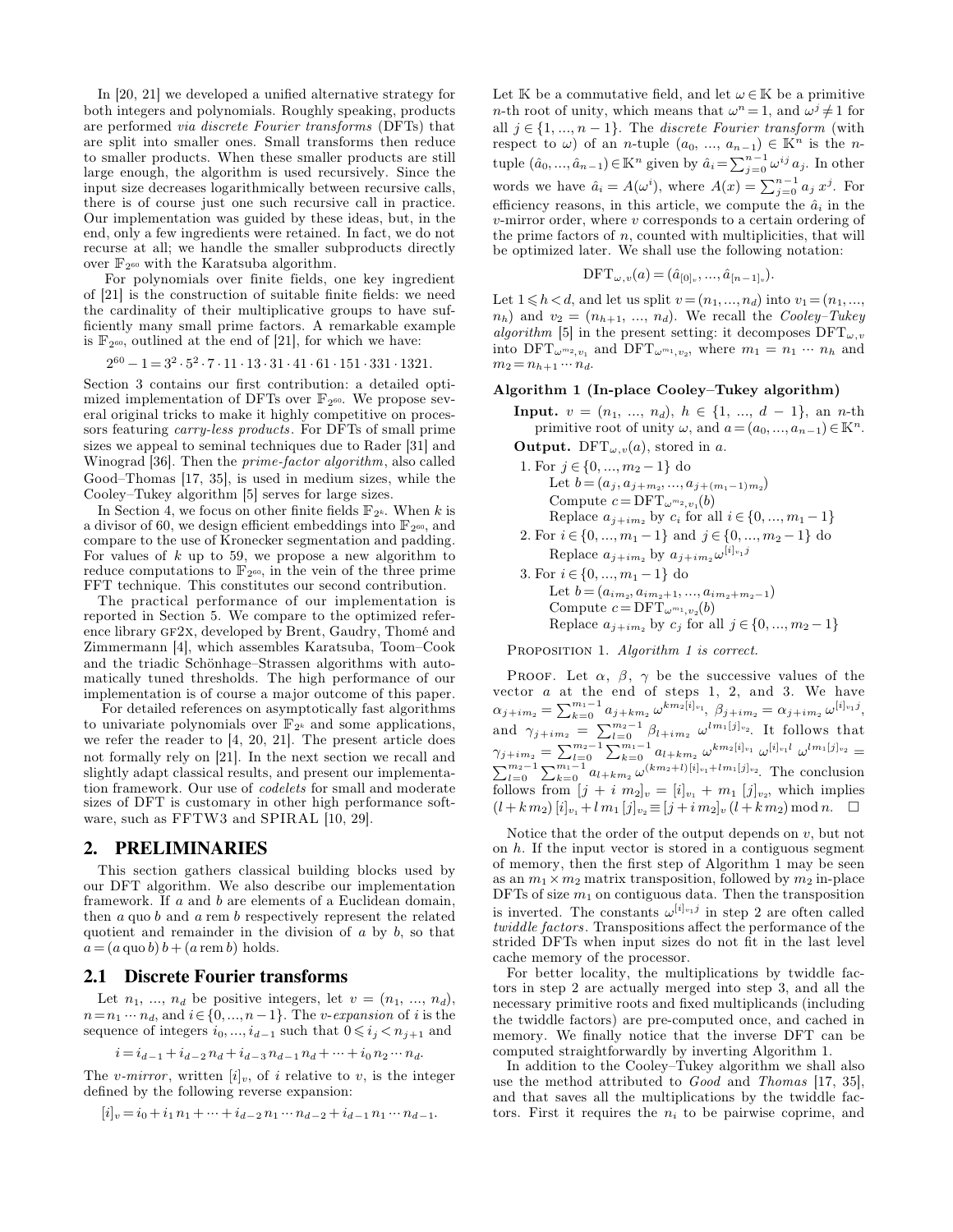In [20, 21] we developed a unified alternative strategy for both integers and polynomials. Roughly speaking, products are performed *via discrete Fourier transforms* (DFTs) that are split into smaller ones. Small transforms then reduce to smaller products. When these smaller products are still large enough, the algorithm is used recursively. Since the input size decreases logarithmically between recursive calls, there is of course just one such recursive call in practice. Our implementation was guided by these ideas, but, in the end, only a few ingredients were retained. In fact, we do not recurse at all; we handle the smaller subproducts directly over $\mathbb{F}_{2^{60}}$ with the Karatsuba algorithm.

For polynomials over finite fields, one key ingredient of [21] is the construction of suitable finite fields: we need the cardinality of their multiplicative groups to have sufficiently many small prime factors. A remarkable example is $\mathbb{F}_{2^{60}}$, outlined at the end of [21], for which we have:

$$2^{60} - 1 = 3^2 \cdot 5^2 \cdot 7 \cdot 11 \cdot 13 \cdot 31 \cdot 41 \cdot 61 \cdot 151 \cdot 331 \cdot 1321.$$

Section 3 contains our first contribution: a detailed optimized implementation of DFTs over $\mathbb{F}_{2^{60}}$. We propose several original tricks to make it highly competitive on processors featuring *carry-less products*. For DFTs of small prime sizes we appeal to seminal techniques due to Rader [31] and Winograd [36]. Then the *prime-factor algorithm*, also called Good–Thomas [17, 35], is used in medium sizes, while the Cooley–Tukey algorithm [5] serves for large sizes.

In Section 4, we focus on other finite fields $\mathbb{F}_{2^k}$. When $k$ is a divisor of 60, we design efficient embeddings into $\mathbb{F}_{2^{60}}$, and compare to the use of Kronecker segmentation and padding. For values of $k$ up to 59, we propose a new algorithm to reduce computations to $\mathbb{F}_{2^{60}}$, in the vein of the three prime FFT technique. This constitutes our second contribution.

The practical performance of our implementation is reported in Section 5. We compare to the optimized reference library GF2X, developed by Brent, Gaudry, Thomé and Zimmermann [4], which assembles Karatsuba, Toom–Cook and the triadic Schönhage–Strassen algorithms with automatically tuned thresholds. The high performance of our implementation is of course a major outcome of this paper.

For detailed references on asymptotically fast algorithms to univariate polynomials over $\mathbb{F}_{2^k}$ and some applications, we refer the reader to [4, 20, 21]. The present article does not formally rely on [21]. In the next section we recall and slightly adapt classical results, and present our implementation framework. Our use of *codelets* for small and moderate sizes of DFT is customary in other high performance software, such as FFTW3 and SPIRAL [10, 29].

## 2. PRELIMINARIES

This section gathers classical building blocks used by our DFT algorithm. We also describe our implementation framework. If $a$ and $b$ are elements of a Euclidean domain, then $a \operatorname{quo} b$ and $a \operatorname{rem} b$ respectively represent the related quotient and remainder in the division of $a$ by $b$, so that $a = (a \operatorname{quo} b)\, b + (a \operatorname{rem} b)$ holds.

### 2.1 Discrete Fourier transforms

Let $n_1, \ldots, n_d$ be positive integers, let $v = (n_1, \ldots, n_d)$, $n = n_1 \cdots n_d$, and $i \in \{0, \ldots, n-1\}$. The *v-expansion* of $i$ is the sequence of integers $i_0, \ldots, i_{d-1}$ such that $0 \leqslant i_j < n_{j+1}$ and

$$i = i_{d-1} + i_{d-2}\, n_d + i_{d-3}\, n_{d-1}\, n_d + \cdots + i_0\, n_2 \cdots n_d.$$

The *v-mirror*, written $[i]_v$, of $i$ relative to $v$, is the integer defined by the following reverse expansion:

$$[i]_v = i_0 + i_1\, n_1 + \cdots + i_{d-2}\, n_1 \cdots n_{d-2} + i_{d-1}\, n_1 \cdots n_{d-1}.$$

Let $\mathbb{K}$ be a commutative field, and let $\omega \in \mathbb{K}$ be a primitive $n$-th root of unity, which means that $\omega^n = 1$, and $\omega^j \neq 1$ for all $j \in \{1, \ldots, n-1\}$. The *discrete Fourier transform* (with respect to $\omega$) of an $n$-tuple $(a_0, \ldots, a_{n-1}) \in \mathbb{K}^n$ is the $n$-tuple $(\hat{a}_0, \ldots, \hat{a}_{n-1}) \in \mathbb{K}^n$ given by $\hat{a}_i = \sum_{j=0}^{n-1} \omega^{ij} a_j$. In other words we have $\hat{a}_i = A(\omega^i)$, where $A(x) = \sum_{j=0}^{n-1} a_j\, x^j$. For efficiency reasons, in this article, we compute the $\hat{a}_i$ in the $v$-mirror order, where $v$ corresponds to a certain ordering of the prime factors of $n$, counted with multiplicities, that will be optimized later. We shall use the following notation:

$$\mathrm{DFT}_{\omega, v}(a) = (\hat{a}_{[0]_v}, \ldots, \hat{a}_{[n-1]_v}).$$

Let $1 \leqslant h < d$, and let us split $v = (n_1, \ldots, n_d)$ into $v_1 = (n_1, \ldots, n_h)$ and $v_2 = (n_{h+1}, \ldots, n_d)$. We recall the *Cooley–Tukey algorithm* [5] in the present setting: it decomposes $\mathrm{DFT}_{\omega, v}$ into $\mathrm{DFT}_{\omega^{m_2}, v_1}$ and $\mathrm{DFT}_{\omega^{m_1}, v_2}$, where $m_1 = n_1 \cdots n_h$ and $m_2 = n_{h+1} \cdots n_d$.

**Algorithm 1 (In-place Cooley–Tukey algorithm)**

**Input.** $v = (n_1, \ldots, n_d)$, $h \in \{1, \ldots, d-1\}$, an $n$-th primitive root of unity $\omega$, and $a = (a_0, \ldots, a_{n-1}) \in \mathbb{K}^n$.

**Output.** $\mathrm{DFT}_{\omega, v}(a)$, stored in $a$.

1. For $j \in \{0, \ldots, m_2 - 1\}$ do
   Let $b = (a_j, a_{j+m_2}, \ldots, a_{j+(m_1-1)m_2})$
   Compute $c = \mathrm{DFT}_{\omega^{m_2}, v_1}(b)$
   Replace $a_{j+im_2}$ by $c_i$ for all $i \in \{0, \ldots, m_1 - 1\}$
2. For $i \in \{0, \ldots, m_1 - 1\}$ and $j \in \{0, \ldots, m_2 - 1\}$ do
   Replace $a_{j+im_2}$ by $a_{j+im_2}\, \omega^{[i]_{v_1} j}$
3. For $i \in \{0, \ldots, m_1 - 1\}$ do
   Let $b = (a_{im_2}, a_{im_2+1}, \ldots, a_{im_2+m_2-1})$
   Compute $c = \mathrm{DFT}_{\omega^{m_1}, v_2}(b)$
   Replace $a_{j+im_2}$ by $c_j$ for all $j \in \{0, \ldots, m_2 - 1\}$

PROPOSITION 1. *Algorithm 1 is correct.*

PROOF. Let $\alpha$, $\beta$, $\gamma$ be the successive values of the vector $a$ at the end of steps 1, 2, and 3. We have $\alpha_{j+im_2} = \sum_{k=0}^{m_1-1} a_{j+km_2}\, \omega^{km_2 [i]_{v_1}}$, $\beta_{j+im_2} = \alpha_{j+im_2}\, \omega^{[i]_{v_1} j}$, and $\gamma_{j+im_2} = \sum_{l=0}^{m_2-1} \beta_{l+im_2}\, \omega^{lm_1 [j]_{v_2}}$. It follows that $\gamma_{j+im_2} = \sum_{l=0}^{m_2-1} \sum_{k=0}^{m_1-1} a_{l+km_2}\, \omega^{km_2 [i]_{v_1}}\, \omega^{[i]_{v_1} l}\, \omega^{lm_1 [j]_{v_2}} = \sum_{l=0}^{m_2-1} \sum_{k=0}^{m_1-1} a_{l+km_2}\, \omega^{(km_2+l)[i]_{v_1} + lm_1 [j]_{v_2}}$. The conclusion follows from $[j + i\, m_2]_v = [i]_{v_1} + m_1\, [j]_{v_2}$, which implies $(l + k\, m_2)\, [i]_{v_1} + l\, m_1\, [j]_{v_2} \equiv [j + i\, m_2]_v\, (l + k\, m_2) \bmod n$. $\square$

Notice that the order of the output depends on $v$, but not on $h$. If the input vector is stored in a contiguous segment of memory, then the first step of Algorithm 1 may be seen as an $m_1 \times m_2$ matrix transposition, followed by $m_2$ in-place DFTs of size $m_1$ on contiguous data. Then the transposition is inverted. The constants $\omega^{[i]_{v_1} j}$ in step 2 are often called *twiddle factors*. Transpositions affect the performance of the strided DFTs when input sizes do not fit in the last level cache memory of the processor.

For better locality, the multiplications by twiddle factors in step 2 are actually merged into step 3, and all the necessary primitive roots and fixed multiplicands (including the twiddle factors) are pre-computed once, and cached in memory. We finally notice that the inverse DFT can be computed straightforwardly by inverting Algorithm 1.

In addition to the Cooley–Tukey algorithm we shall also use the method attributed to *Good* and *Thomas* [17, 35], and that saves all the multiplications by the twiddle factors. First it requires the $n_i$ to be pairwise coprime, and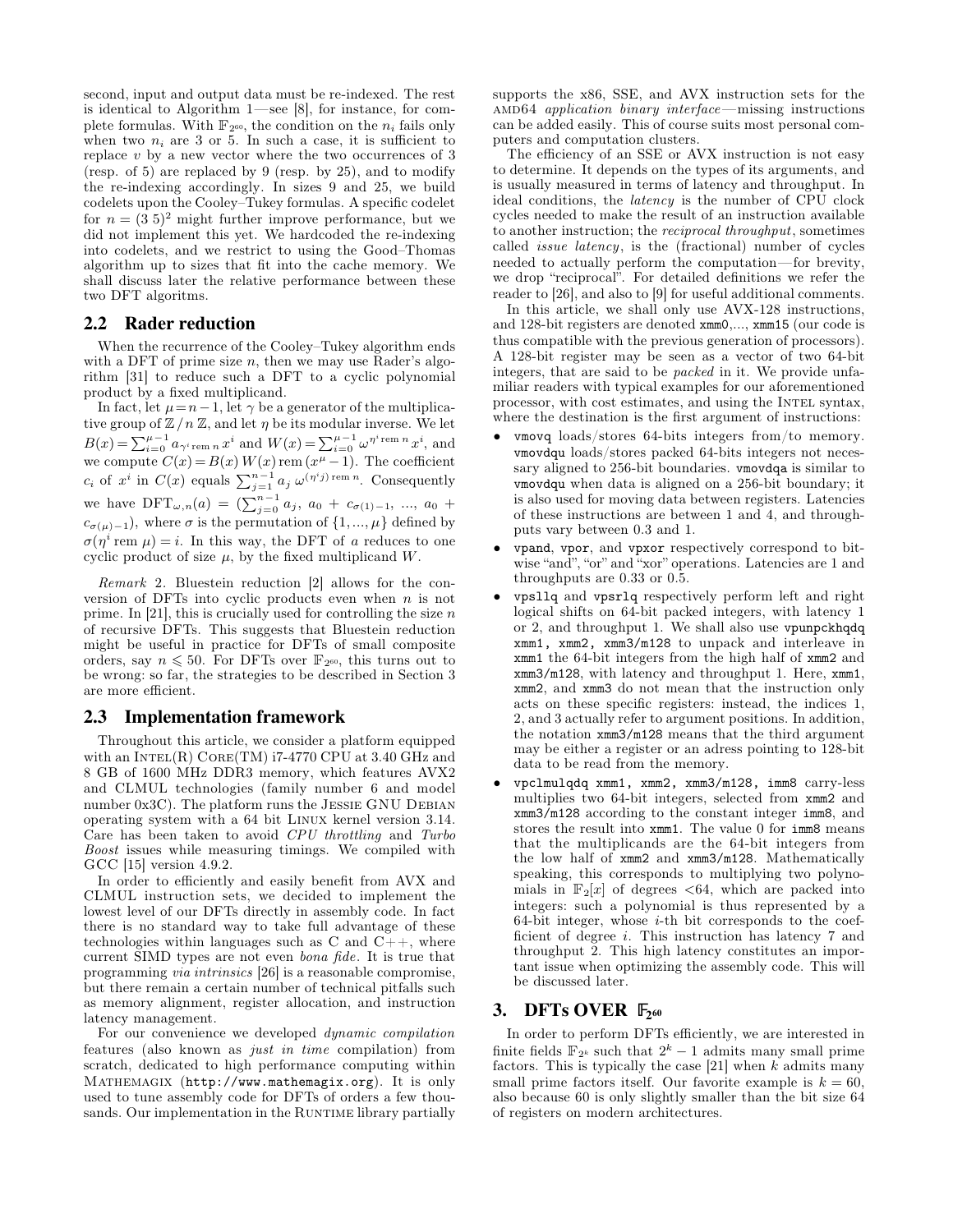second, input and output data must be re-indexed. The rest is identical to Algorithm 1—see [8], for instance, for complete formulas. With $\mathbb{F}_{2^{60}}$, the condition on the $n_i$ fails only when two $n_i$ are 3 or 5. In such a case, it is sufficient to replace $v$ by a new vector where the two occurrences of 3 (resp. of 5) are replaced by 9 (resp. by 25), and to modify the re-indexing accordingly. In sizes 9 and 25, we build codelets upon the Cooley–Tukey formulas. A specific codelet for $n = (3\ 5)^2$ might further improve performance, but we did not implement this yet. We hardcoded the re-indexing into codelets, and we restrict to using the Good–Thomas algorithm up to sizes that fit into the cache memory. We shall discuss later the relative performance between these two DFT algoritms.

## 2.2 Rader reduction

When the recurrence of the Cooley–Tukey algorithm ends with a DFT of prime size $n$, then we may use Rader's algorithm [31] to reduce such a DFT to a cyclic polynomial product by a fixed multiplicand.

In fact, let $\mu = n-1$, let $\gamma$ be a generator of the multiplicative group of $\mathbb{Z}/n\,\mathbb{Z}$, and let $\eta$ be its modular inverse. We let $B(x) = \sum_{i=0}^{\mu-1} a_{\gamma^i \operatorname{rem} n} x^i$ and $W(x) = \sum_{i=0}^{\mu-1} \omega^{\eta^i \operatorname{rem} n} x^i$, and we compute $C(x) = B(x)\,W(x) \operatorname{rem} (x^{\mu}-1)$. The coefficient $c_i$ of $x^i$ in $C(x)$ equals $\sum_{j=1}^{n-1} a_j\ \omega^{(\eta^i j) \operatorname{rem} n}$. Consequently we have $\mathrm{DFT}_{\omega,n}(a) = (\sum_{j=0}^{n-1} a_j,\ a_0 + c_{\sigma(1)-1},\ \ldots,\ a_0 + c_{\sigma(\mu)-1})$, where $\sigma$ is the permutation of $\{1,\ldots,\mu\}$ defined by $\sigma(\eta^i \operatorname{rem} \mu) = i$. In this way, the DFT of $a$ reduces to one cyclic product of size $\mu$, by the fixed multiplicand $W$.

*Remark* 2. Bluestein reduction [2] allows for the conversion of DFTs into cyclic products even when $n$ is not prime. In [21], this is crucially used for controlling the size $n$ of recursive DFTs. This suggests that Bluestein reduction might be useful in practice for DFTs of small composite orders, say $n \leqslant 50$. For DFTs over $\mathbb{F}_{2^{60}}$, this turns out to be wrong: so far, the strategies to be described in Section 3 are more efficient.

## 2.3 Implementation framework

Throughout this article, we consider a platform equipped with an Intel(R) Core(TM) i7-4770 CPU at 3.40 GHz and 8 GB of 1600 MHz DDR3 memory, which features AVX2 and CLMUL technologies (family number 6 and model number 0x3C). The platform runs the Jessie GNU Debian operating system with a 64 bit Linux kernel version 3.14. Care has been taken to avoid *CPU throttling* and *Turbo Boost* issues while measuring timings. We compiled with GCC [15] version 4.9.2.

In order to efficiently and easily benefit from AVX and CLMUL instruction sets, we decided to implement the lowest level of our DFTs directly in assembly code. In fact there is no standard way to take full advantage of these technologies within languages such as C and C++, where current SIMD types are not even *bona fide*. It is true that programming *via intrinsics* [26] is a reasonable compromise, but there remain a certain number of technical pitfalls such as memory alignment, register allocation, and instruction latency management.

For our convenience we developed *dynamic compilation* features (also known as *just in time* compilation) from scratch, dedicated to high performance computing within Mathemagix (http://www.mathemagix.org). It is only used to tune assembly code for DFTs of orders a few thousands. Our implementation in the Runtime library partially supports the x86, SSE, and AVX instruction sets for the amd64 *application binary interface*—missing instructions can be added easily. This of course suits most personal computers and computation clusters.

The efficiency of an SSE or AVX instruction is not easy to determine. It depends on the types of its arguments, and is usually measured in terms of latency and throughput. In ideal conditions, the *latency* is the number of CPU clock cycles needed to make the result of an instruction available to another instruction; the *reciprocal throughput*, sometimes called *issue latency*, is the (fractional) number of cycles needed to actually perform the computation—for brevity, we drop "reciprocal". For detailed definitions we refer the reader to [26], and also to [9] for useful additional comments.

In this article, we shall only use AVX-128 instructions, and 128-bit registers are denoted `xmm0`,..., `xmm15` (our code is thus compatible with the previous generation of processors). A 128-bit register may be seen as a vector of two 64-bit integers, that are said to be *packed* in it. We provide unfamiliar readers with typical examples for our aforementioned processor, with cost estimates, and using the Intel syntax, where the destination is the first argument of instructions:

- `vmovq` loads/stores 64-bits integers from/to memory. `vmovdqu` loads/stores packed 64-bits integers not necessary aligned to 256-bit boundaries. `vmovdqa` is similar to `vmovdqu` when data is aligned on a 256-bit boundary; it is also used for moving data between registers. Latencies of these instructions are between 1 and 4, and throughputs vary between 0.3 and 1.
- `vpand`, `vpor`, and `vpxor` respectively correspond to bitwise "and", "or" and "xor" operations. Latencies are 1 and throughputs are 0.33 or 0.5.
- `vpsllq` and `vpsrlq` respectively perform left and right logical shifts on 64-bit packed integers, with latency 1 or 2, and throughput 1. We shall also use `vpunpckhqdq xmm1, xmm2, xmm3/m128` to unpack and interleave in `xmm1` the 64-bit integers from the high half of `xmm2` and `xmm3/m128`, with latency and throughput 1. Here, `xmm1`, `xmm2`, and `xmm3` do not mean that the instruction only acts on these specific registers: instead, the indices 1, 2, and 3 actually refer to argument positions. In addition, the notation `xmm3/m128` means that the third argument may be either a register or an adress pointing to 128-bit data to be read from the memory.
- `vpclmulqdq xmm1, xmm2, xmm3/m128, imm8` carry-less multiplies two 64-bit integers, selected from `xmm2` and `xmm3/m128` according to the constant integer `imm8`, and stores the result into `xmm1`. The value 0 for `imm8` means that the multiplicands are the 64-bit integers from the low half of `xmm2` and `xmm3/m128`. Mathematically speaking, this corresponds to multiplying two polynomials in $\mathbb{F}_2[x]$ of degrees $<64$, which are packed into integers: such a polynomial is thus represented by a 64-bit integer, whose $i$-th bit corresponds to the coefficient of degree $i$. This instruction has latency 7 and throughput 2. This high latency constitutes an important issue when optimizing the assembly code. This will be discussed later.

# 3. DFTs OVER $\mathbb{F}_{2^{60}}$

In order to perform DFTs efficiently, we are interested in finite fields $\mathbb{F}_{2^k}$ such that $2^k-1$ admits many small prime factors. This is typically the case [21] when $k$ admits many small prime factors itself. Our favorite example is $k = 60$, also because 60 is only slightly smaller than the bit size 64 of registers on modern architectures.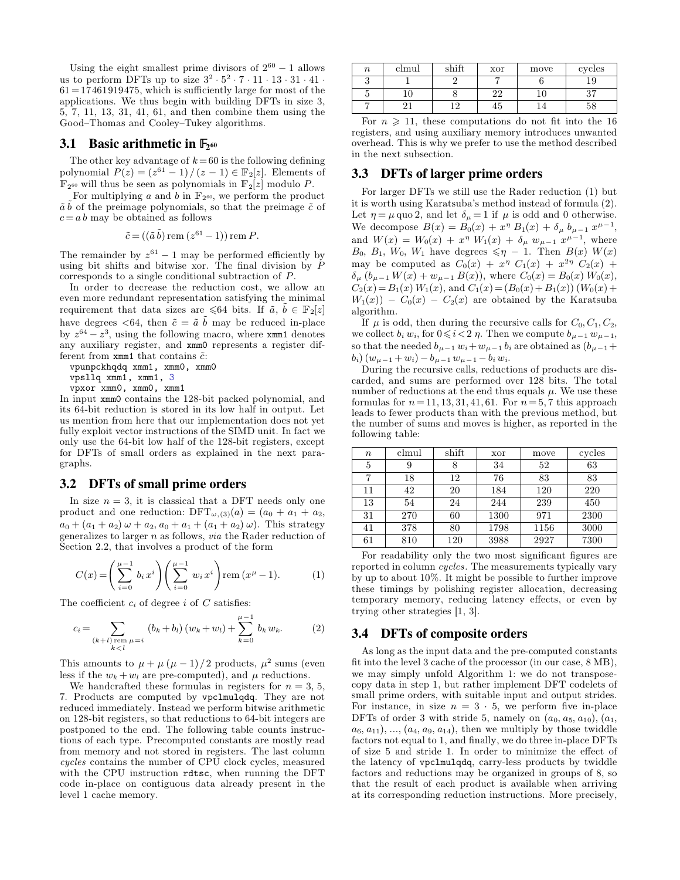Using the eight smallest prime divisors of $2^{60}-1$ allows us to perform DFTs up to size $3^2 \cdot 5^2 \cdot 7 \cdot 11 \cdot 13 \cdot 31 \cdot 41 \cdot 61 = 17461919475$, which is sufficiently large for most of the applications. We thus begin with building DFTs in size 3, 5, 7, 11, 13, 31, 41, 61, and then combine them using the Good–Thomas and Cooley–Tukey algorithms.

### 3.1 Basic arithmetic in $\mathbb{F}_{2^{60}}$

The other key advantage of $k=60$ is the following defining polynomial $P(z) = (z^{61}-1)/(z-1) \in \mathbb{F}_2[z]$. Elements of $\mathbb{F}_{2^{60}}$ will thus be seen as polynomials in $\mathbb{F}_2[z]$ modulo $P$.

For multiplying $a$ and $b$ in $\mathbb{F}_{2^{60}}$, we perform the product $\tilde{a}\,\tilde{b}$ of the preimage polynomials, so that the preimage $\tilde{c}$ of $c = a\,b$ may be obtained as follows

$$\tilde{c} = ((\tilde{a}\,\tilde{b}) \operatorname{rem} (z^{61}-1)) \operatorname{rem} P.$$

The remainder by $z^{61}-1$ may be performed efficiently by using bit shifts and bitwise xor. The final division by $P$ corresponds to a single conditional subtraction of $P$.

In order to decrease the reduction cost, we allow an even more redundant representation satisfying the minimal requirement that data sizes are $\leqslant 64$ bits. If $\tilde{a}, \tilde{b} \in \mathbb{F}_2[z]$ have degrees $<64$, then $\tilde{c} = \tilde{a}\,\tilde{b}$ may be reduced in-place by $z^{64} - z^3$, using the following macro, where `xmm1` denotes any auxiliary register, and `xmm0` represents a register different from `xmm1` that contains $\tilde{c}$:

```
vpunpckhqdq xmm1, xmm0, xmm0
vpsllq xmm1, xmm1, 3
vpxor xmm0, xmm0, xmm1
```

In input `xmm0` contains the 128-bit packed polynomial, and its 64-bit reduction is stored in its low half in output. Let us mention from here that our implementation does not yet fully exploit vector instructions of the SIMD unit. In fact we only use the 64-bit low half of the 128-bit registers, except for DFTs of small orders as explained in the next paragraphs.

### 3.2 DFTs of small prime orders

In size $n=3$, it is classical that a DFT needs only one product and one reduction: $\mathrm{DFT}_{\omega,(3)}(a) = (a_0 + a_1 + a_2,$ $a_0 + (a_1 + a_2)\,\omega + a_2, a_0 + a_1 + (a_1 + a_2)\,\omega)$. This strategy generalizes to larger $n$ as follows, *via* the Rader reduction of Section 2.2, that involves a product of the form

$$C(x) = \left(\sum_{i=0}^{\mu-1} b_i\,x^i\right)\left(\sum_{i=0}^{\mu-1} w_i\,x^i\right) \operatorname{rem} (x^{\mu}-1). \qquad (1)$$

The coefficient $c_i$ of degree $i$ of $C$ satisfies:

$$c_i = \sum_{\substack{(k+l) \operatorname{rem} \mu = i \\ k<l}} (b_k + b_l)\,(w_k + w_l) + \sum_{k=0}^{\mu-1} b_k\,w_k. \qquad (2)$$

This amounts to $\mu + \mu\,(\mu-1)/2$ products, $\mu^2$ sums (even less if the $w_k + w_l$ are pre-computed), and $\mu$ reductions.

We handcrafted these formulas in registers for $n = 3$, 5, 7. Products are computed by `vpclmulqdq`. They are not reduced immediately. Instead we perform bitwise arithmetic on 128-bit registers, so that reductions to 64-bit integers are postponed to the end. The following table counts instructions of each type. Precomputed constants are mostly read from memory and not stored in registers. The last column *cycles* contains the number of CPU clock cycles, measured with the CPU instruction `rdtsc`, when running the DFT code in-place on contiguous data already present in the level 1 cache memory.

| $n$ | clmul | shift | xor | move | cycles |
|---|---|---|---|---|---|
| 3 | 1 | 2 | 7 | 6 | 19 |
| 5 | 10 | 8 | 22 | 10 | 37 |
| 7 | 21 | 12 | 45 | 14 | 58 |

For $n \geqslant 11$, these computations do not fit into the 16 registers, and using auxiliary memory introduces unwanted overhead. This is why we prefer to use the method described in the next subsection.

### 3.3 DFTs of larger prime orders

For larger DFTs we still use the Rader reduction (1) but it is worth using Karatsuba's method instead of formula (2). Let $\eta = \mu \operatorname{quo} 2$, and let $\delta_\mu = 1$ if $\mu$ is odd and 0 otherwise. We decompose $B(x) = B_0(x) + x^\eta\,B_1(x) + \delta_\mu\,b_{\mu-1}\,x^{\mu-1}$, and $W(x) = W_0(x) + x^\eta\,W_1(x) + \delta_\mu\,w_{\mu-1}\,x^{\mu-1}$, where $B_0$, $B_1$, $W_0$, $W_1$ have degrees $\leqslant \eta - 1$. Then $B(x)\,W(x)$ may be computed as $C_0(x) + x^\eta\,C_1(x) + x^{2\eta}\,C_2(x) + \delta_\mu\,(b_{\mu-1}\,W(x) + w_{\mu-1}\,B(x))$, where $C_0(x) = B_0(x)\,W_0(x)$, $C_2(x) = B_1(x)\,W_1(x)$, and $C_1(x) = (B_0(x) + B_1(x))\,(W_0(x) + W_1(x)) - C_0(x) - C_2(x)$ are obtained by the Karatsuba algorithm.

If $\mu$ is odd, then during the recursive calls for $C_0, C_1, C_2$, we collect $b_i\,w_i$, for $0 \leqslant i < 2\,\eta$. Then we compute $b_{\mu-1}\,w_{\mu-1}$, so that the needed $b_{\mu-1}\,w_i + w_{\mu-1}\,b_i$ are obtained as $(b_{\mu-1} + b_i)\,(w_{\mu-1} + w_i) - b_{\mu-1}\,w_{\mu-1} - b_i\,w_i$.

During the recursive calls, reductions of products are discarded, and sums are performed over 128 bits. The total number of reductions at the end thus equals $\mu$. We use these formulas for $n = 11, 13, 31, 41, 61$. For $n = 5, 7$ this approach leads to fewer products than with the previous method, but the number of sums and moves is higher, as reported in the following table:

| $n$ | clmul | shift | xor | move | cycles |
|---|---|---|---|---|---|
| 5 | 9 | 8 | 34 | 52 | 63 |
| 7 | 18 | 12 | 76 | 83 | 83 |
| 11 | 42 | 20 | 184 | 120 | 220 |
| 13 | 54 | 24 | 244 | 239 | 450 |
| 31 | 270 | 60 | 1300 | 971 | 2300 |
| 41 | 378 | 80 | 1798 | 1156 | 3000 |
| 61 | 810 | 120 | 3988 | 2927 | 7300 |

For readability only the two most significant figures are reported in column *cycles*. The measurements typically vary by up to about 10%. It might be possible to further improve these timings by polishing register allocation, decreasing temporary memory, reducing latency effects, or even by trying other strategies [1, 3].

### 3.4 DFTs of composite orders

As long as the input data and the pre-computed constants fit into the level 3 cache of the processor (in our case, 8 MB), we may simply unfold Algorithm 1: we do not transpose-copy data in step 1, but rather implement DFT codelets of small prime orders, with suitable input and output strides. For instance, in size $n = 3 \cdot 5$, we perform five in-place DFTs of order 3 with stride 5, namely on $(a_0, a_5, a_{10})$, $(a_1, a_6, a_{11})$, ..., $(a_4, a_9, a_{14})$, then we multiply by those twiddle factors not equal to 1, and finally, we do three in-place DFTs of size 5 and stride 1. In order to minimize the effect of the latency of `vpclmulqdq`, carry-less products by twiddle factors and reductions may be organized in groups of 8, so that the result of each product is available when arriving at its corresponding reduction instructions. More precisely,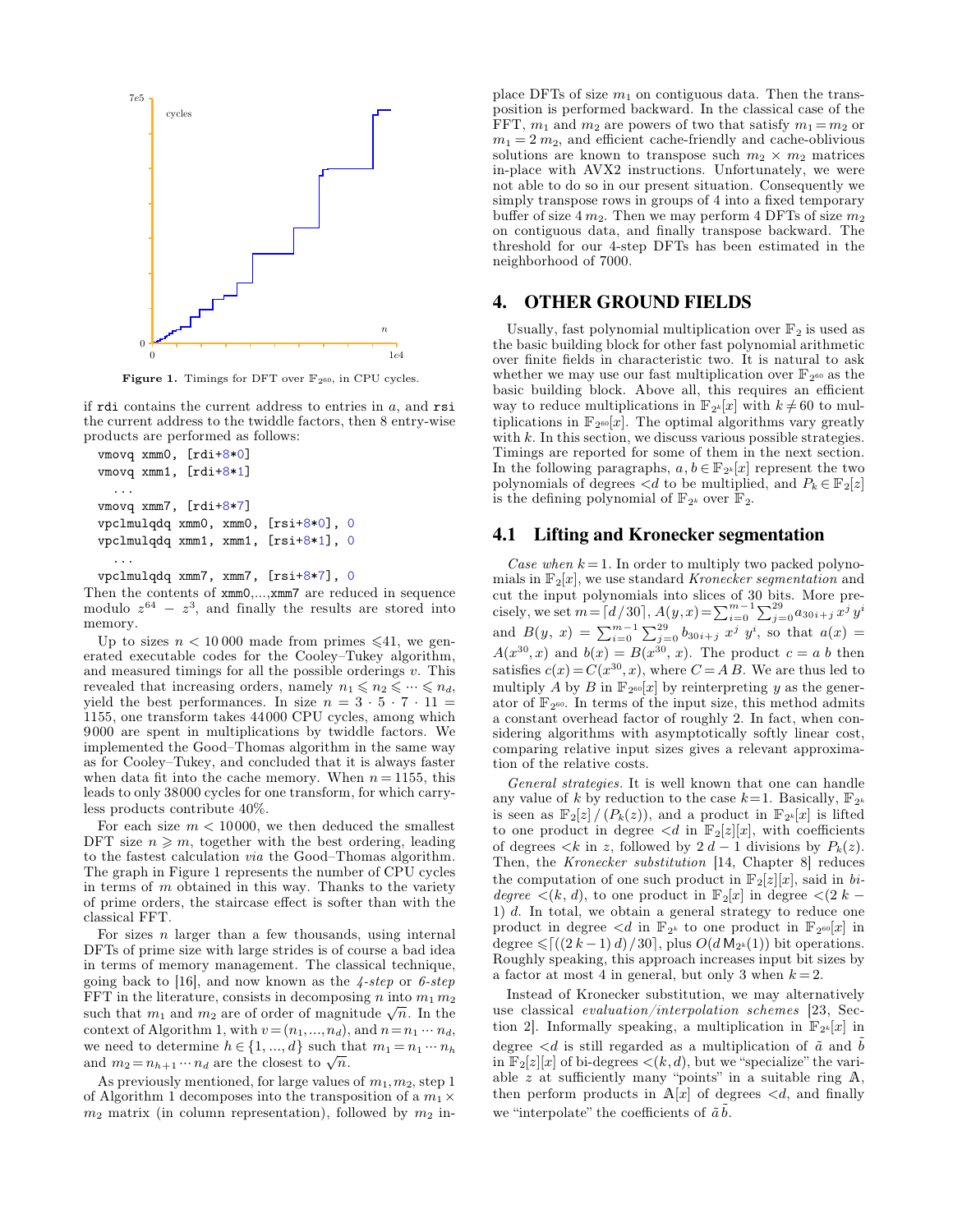Figure 1. Timings for DFT over $\mathbb{F}_{2^{60}}$, in CPU cycles.

if `rdi` contains the current address to entries in $a$, and `rsi` the current address to the twiddle factors, then 8 entry-wise products are performed as follows:

```
vmovq xmm0, [rdi+8*0]
vmovq xmm1, [rdi+8*1]
  ...
vmovq xmm7, [rdi+8*7]
vpclmulqdq xmm0, xmm0, [rsi+8*0], 0
vpclmulqdq xmm1, xmm1, [rsi+8*1], 0
  ...
vpclmulqdq xmm7, xmm7, [rsi+8*7], 0
```

Then the contents of xmm0,...,xmm7 are reduced in sequence modulo $z^{64} - z^3$, and finally the results are stored into memory.

Up to sizes $n < 10\,000$ made from primes $\leqslant 41$, we generated executable codes for the Cooley–Tukey algorithm, and measured timings for all the possible orderings $v$. This revealed that increasing orders, namely $n_1 \leqslant n_2 \leqslant \cdots \leqslant n_d$, yield the best performances. In size $n = 3 \cdot 5 \cdot 7 \cdot 11 = 1155$, one transform takes 44000 CPU cycles, among which 9000 are spent in multiplications by twiddle factors. We implemented the Good–Thomas algorithm in the same way as for Cooley–Tukey, and concluded that it is always faster when data fit into the cache memory. When $n = 1155$, this leads to only 38000 cycles for one transform, for which carry-less products contribute 40%.

For each size $m < 10000$, we then deduced the smallest DFT size $n \geqslant m$, together with the best ordering, leading to the fastest calculation *via* the Good–Thomas algorithm. The graph in Figure 1 represents the number of CPU cycles in terms of $m$ obtained in this way. Thanks to the variety of prime orders, the staircase effect is softer than with the classical FFT.

For sizes $n$ larger than a few thousands, using internal DFTs of prime size with large strides is of course a bad idea in terms of memory management. The classical technique, going back to [16], and now known as the *4-step* or *6-step* FFT in the literature, consists in decomposing $n$ into $m_1\, m_2$ such that $m_1$ and $m_2$ are of order of magnitude $\sqrt{n}$. In the context of Algorithm 1, with $v = (n_1, \ldots, n_d)$, and $n = n_1 \cdots n_d$, we need to determine $h \in \{1, \ldots, d\}$ such that $m_1 = n_1 \cdots n_h$ and $m_2 = n_{h+1} \cdots n_d$ are the closest to $\sqrt{n}$.

As previously mentioned, for large values of $m_1, m_2$, step 1 of Algorithm 1 decomposes into the transposition of a $m_1 \times m_2$ matrix (in column representation), followed by $m_2$ in-place DFTs of size $m_1$ on contiguous data. Then the transposition is performed backward. In the classical case of the FFT, $m_1$ and $m_2$ are powers of two that satisfy $m_1 = m_2$ or $m_1 = 2\, m_2$, and efficient cache-friendly and cache-oblivious solutions are known to transpose such $m_2 \times m_2$ matrices in-place with AVX2 instructions. Unfortunately, we were not able to do so in our present situation. Consequently we simply transpose rows in groups of 4 into a fixed temporary buffer of size $4\, m_2$. Then we may perform 4 DFTs of size $m_2$ on contiguous data, and finally transpose backward. The threshold for our 4-step DFTs has been estimated in the neighborhood of 7000.

## 4. OTHER GROUND FIELDS

Usually, fast polynomial multiplication over $\mathbb{F}_2$ is used as the basic building block for other fast polynomial arithmetic over finite fields in characteristic two. It is natural to ask whether we may use our fast multiplication over $\mathbb{F}_{2^{60}}$ as the basic building block. Above all, this requires an efficient way to reduce multiplications in $\mathbb{F}_{2^k}[x]$ with $k \neq 60$ to multiplications in $\mathbb{F}_{2^{60}}[x]$. The optimal algorithms vary greatly with $k$. In this section, we discuss various possible strategies. Timings are reported for some of them in the next section. In the following paragraphs, $a, b \in \mathbb{F}_{2^k}[x]$ represent the two polynomials of degrees $<d$ to be multiplied, and $P_k \in \mathbb{F}_2[z]$ is the defining polynomial of $\mathbb{F}_{2^k}$ over $\mathbb{F}_2$.

### 4.1 Lifting and Kronecker segmentation

*Case when* $k = 1$. In order to multiply two packed polynomials in $\mathbb{F}_2[x]$, we use standard *Kronecker segmentation* and cut the input polynomials into slices of 30 bits. More precisely, we set $m = \lceil d/30 \rceil$, $A(y, x) = \sum_{i=0}^{m-1} \sum_{j=0}^{29} a_{30i+j}\, x^j\, y^i$ and $B(y, x) = \sum_{i=0}^{m-1} \sum_{j=0}^{29} b_{30i+j}\, x^j\, y^i$, so that $a(x) = A(x^{30}, x)$ and $b(x) = B(x^{30}, x)$. The product $c = a\, b$ then satisfies $c(x) = C(x^{30}, x)$, where $C = A\, B$. We are thus led to multiply $A$ by $B$ in $\mathbb{F}_{2^{60}}[x]$ by reinterpreting $y$ as the generator of $\mathbb{F}_{2^{60}}$. In terms of the input size, this method admits a constant overhead factor of roughly 2. In fact, when considering algorithms with asymptotically softly linear cost, comparing relative input sizes gives a relevant approximation of the relative costs.

*General strategies.* It is well known that one can handle any value of $k$ by reduction to the case $k = 1$. Basically, $\mathbb{F}_{2^k}$ is seen as $\mathbb{F}_2[z] / (P_k(z))$, and a product in $\mathbb{F}_{2^k}[x]$ is lifted to one product in degree $<d$ in $\mathbb{F}_2[z][x]$, with coefficients of degrees $<k$ in $z$, followed by $2\,d - 1$ divisions by $P_k(z)$. Then, the *Kronecker substitution* [14, Chapter 8] reduces the computation of one such product in $\mathbb{F}_2[z][x]$, said in *bi-degree* $<(k, d)$, to one product in $\mathbb{F}_2[x]$ in degree $<(2\,k - 1)\,d$. In total, we obtain a general strategy to reduce one product in degree $<d$ in $\mathbb{F}_{2^k}$ to one product in $\mathbb{F}_{2^{60}}[x]$ in degree $\leqslant \lceil ((2\,k - 1)\,d) / 30 \rceil$, plus $O(d\, \mathsf{M}_{2^k}(1))$ bit operations. Roughly speaking, this approach increases input bit sizes by a factor at most 4 in general, but only 3 when $k = 2$.

Instead of Kronecker substitution, we may alternatively use classical *evaluation/interpolation schemes* [23, Section 2]. Informally speaking, a multiplication in $\mathbb{F}_{2^k}[x]$ in degree $<d$ is still regarded as a multiplication of $\tilde{a}$ and $\tilde{b}$ in $\mathbb{F}_2[z][x]$ of bi-degrees $<(k, d)$, but we "specialize" the variable $z$ at sufficiently many "points" in a suitable ring $\mathbb{A}$, then perform products in $\mathbb{A}[x]$ of degrees $<d$, and finally we "interpolate" the coefficients of $\tilde{a}\, \tilde{b}$.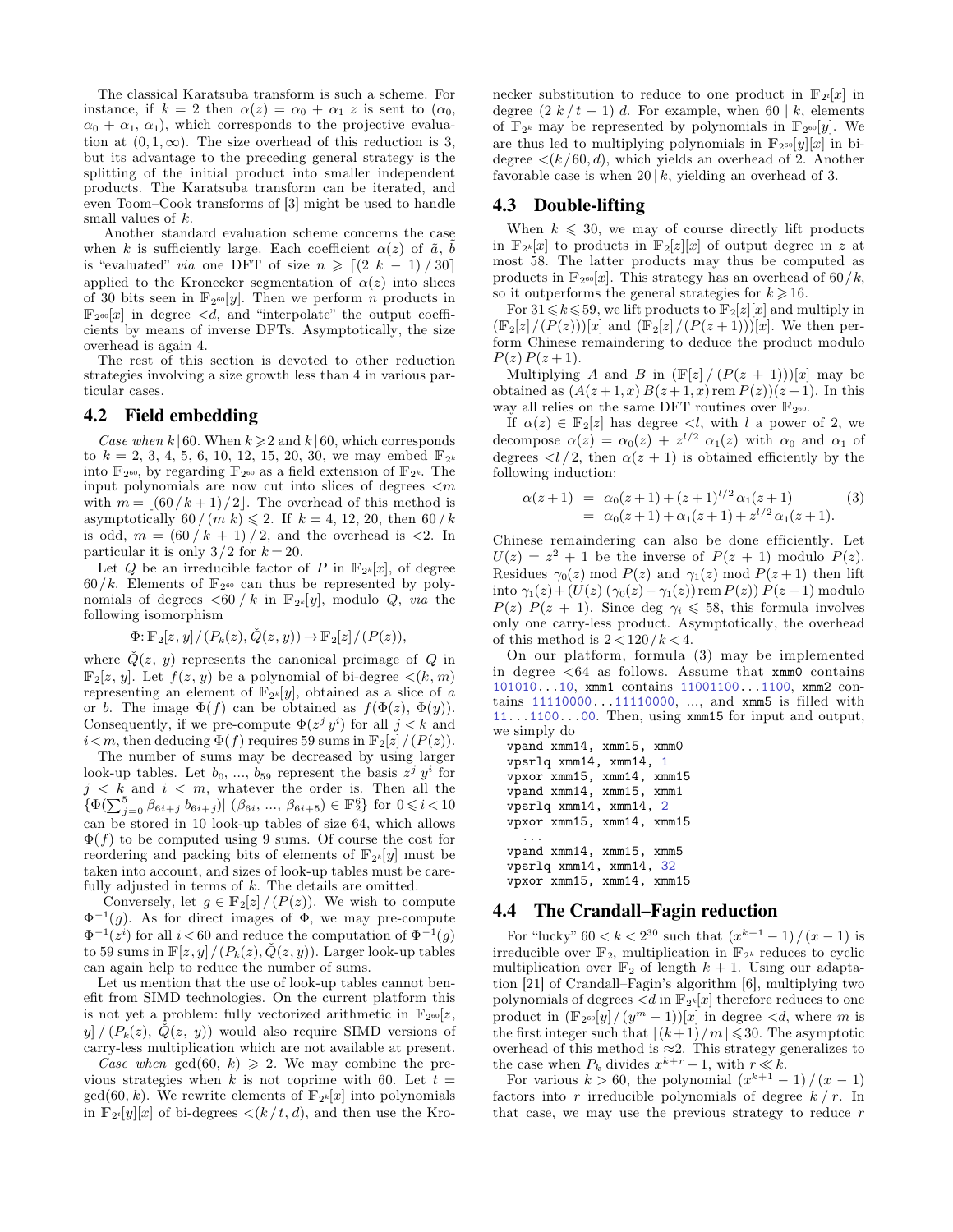The classical Karatsuba transform is such a scheme. For instance, if $k = 2$ then $\alpha(z) = \alpha_0 + \alpha_1 z$ is sent to $(\alpha_0, \alpha_0 + \alpha_1, \alpha_1)$, which corresponds to the projective evaluation at $(0, 1, \infty)$. The size overhead of this reduction is 3, but its advantage to the preceding general strategy is the splitting of the initial product into smaller independent products. The Karatsuba transform can be iterated, and even Toom–Cook transforms of [3] might be used to handle small values of $k$.

Another standard evaluation scheme concerns the case when $k$ is sufficiently large. Each coefficient $\alpha(z)$ of $\tilde{a}$, $\tilde{b}$ is "evaluated" *via* one DFT of size $n \geqslant \lceil (2\,k - 1)\,/\,30 \rceil$ applied to the Kronecker segmentation of $\alpha(z)$ into slices of 30 bits seen in $\mathbb{F}_{2^{60}}[y]$. Then we perform $n$ products in $\mathbb{F}_{2^{60}}[x]$ in degree $<d$, and "interpolate" the output coefficients by means of inverse DFTs. Asymptotically, the size overhead is again 4.

The rest of this section is devoted to other reduction strategies involving a size growth less than 4 in various particular cases.

## 4.2 Field embedding

*Case when* $k\,|\,60$. When $k \geqslant 2$ and $k\,|\,60$, which corresponds to $k = 2, 3, 4, 5, 6, 10, 12, 15, 20, 30$, we may embed $\mathbb{F}_{2^k}$ into $\mathbb{F}_{2^{60}}$, by regarding $\mathbb{F}_{2^{60}}$ as a field extension of $\mathbb{F}_{2^k}$. The input polynomials are now cut into slices of degrees $<m$ with $m = \lfloor (60\,/\,k + 1)\,/\,2 \rfloor$. The overhead of this method is asymptotically $60\,/\,(m\,k) \leqslant 2$. If $k = 4, 12, 20$, then $60\,/\,k$ is odd, $m = (60\,/\,k + 1)\,/\,2$, and the overhead is $<2$. In particular it is only $3/2$ for $k = 20$.

Let $Q$ be an irreducible factor of $P$ in $\mathbb{F}_{2^k}[x]$, of degree $60/k$. Elements of $\mathbb{F}_{2^{60}}$ can thus be represented by polynomials of degrees $<60\,/\,k$ in $\mathbb{F}_{2^k}[y]$, modulo $Q$, *via* the following isomorphism

$$\Phi\colon \mathbb{F}_2[z, y]\,/\,(P_k(z), \check{Q}(z, y)) \rightarrow \mathbb{F}_2[z]\,/\,(P(z)),$$

where $\check{Q}(z,\,y)$ represents the canonical preimage of $Q$ in $\mathbb{F}_2[z, y]$. Let $f(z, y)$ be a polynomial of bi-degree $<(k, m)$ representing an element of $\mathbb{F}_{2^k}[y]$, obtained as a slice of $a$ or $b$. The image $\Phi(f)$ can be obtained as $f(\Phi(z), \Phi(y))$. Consequently, if we pre-compute $\Phi(z^j\,y^i)$ for all $j < k$ and $i < m$, then deducing $\Phi(f)$ requires 59 sums in $\mathbb{F}_2[z]\,/\,(P(z))$.

The number of sums may be decreased by using larger look-up tables. Let $b_0, \ldots, b_{59}$ represent the basis $z^j\,y^i$ for $j < k$ and $i < m$, whatever the order is. Then all the $\{\Phi(\sum_{j=0}^{5} \beta_{6i+j}\,b_{6i+j})|\,(\beta_{6i}, \ldots, \beta_{6i+5}) \in \mathbb{F}_2^6\}$ for $0 \leqslant i < 10$ can be stored in 10 look-up tables of size 64, which allows $\Phi(f)$ to be computed using 9 sums. Of course the cost for reordering and packing bits of elements of $\mathbb{F}_{2^k}[y]$ must be taken into account, and sizes of look-up tables must be carefully adjusted in terms of $k$. The details are omitted.

Conversely, let $g \in \mathbb{F}_2[z]\,/\,(P(z))$. We wish to compute $\Phi^{-1}(g)$. As for direct images of $\Phi$, we may pre-compute $\Phi^{-1}(z^i)$ for all $i < 60$ and reduce the computation of $\Phi^{-1}(g)$ to 59 sums in $\mathbb{F}[z, y]\,/\,(P_k(z), \check{Q}(z, y))$. Larger look-up tables can again help to reduce the number of sums.

Let us mention that the use of look-up tables cannot benefit from SIMD technologies. On the current platform this is not yet a problem: fully vectorized arithmetic in $\mathbb{F}_{2^{60}}[z, y]\,/\,(P_k(z),\,\check{Q}(z,\,y))$ would also require SIMD versions of carry-less multiplication which are not available at present.

*Case when* $\gcd(60,\,k) \geqslant 2$. We may combine the previous strategies when $k$ is not coprime with 60. Let $t = \gcd(60, k)$. We rewrite elements of $\mathbb{F}_{2^k}[x]$ into polynomials in $\mathbb{F}_{2^t}[y][x]$ of bi-degrees $<(k\,/\,t, d)$, and then use the Kronecker substitution to reduce to one product in $\mathbb{F}_{2^t}[x]$ in degree $(2\,k\,/\,t - 1)\,d$. For example, when $60\,|\,k$, elements of $\mathbb{F}_{2^k}$ may be represented by polynomials in $\mathbb{F}_{2^{60}}[y]$. We are thus led to multiplying polynomials in $\mathbb{F}_{2^{60}}[y][x]$ in bi-degree $<(k/60, d)$, which yields an overhead of 2. Another favorable case is when $20\,|\,k$, yielding an overhead of 3.

## 4.3 Double-lifting

When $k \leqslant 30$, we may of course directly lift products in $\mathbb{F}_{2^k}[x]$ to products in $\mathbb{F}_2[z][x]$ of output degree in $z$ at most 58. The latter products may thus be computed as products in $\mathbb{F}_{2^{60}}[x]$. This strategy has an overhead of $60/k$, so it outperforms the general strategies for $k \geqslant 16$.

For $31 \leqslant k \leqslant 59$, we lift products to $\mathbb{F}_2[z][x]$ and multiply in $(\mathbb{F}_2[z]\,/\,(P(z)))[x]$ and $(\mathbb{F}_2[z]\,/\,(P(z+1)))[x]$. We then perform Chinese remaindering to deduce the product modulo $P(z)\,P(z+1)$.

Multiplying $A$ and $B$ in $(\mathbb{F}[z]\,/\,(P(z\,+\,1)))[x]$ may be obtained as $(A(z+1, x)\,B(z+1, x) \operatorname{rem} P(z))(z+1)$. In this way all relies on the same DFT routines over $\mathbb{F}_{2^{60}}$.

If $\alpha(z) \in \mathbb{F}_2[z]$ has degree $<l$, with $l$ a power of 2, we decompose $\alpha(z) = \alpha_0(z) + z^{l/2}\,\alpha_1(z)$ with $\alpha_0$ and $\alpha_1$ of degrees $<l\,/\,2$, then $\alpha(z+1)$ is obtained efficiently by the following induction:

$$\begin{aligned} \alpha(z+1) &= \alpha_0(z+1) + (z+1)^{l/2}\,\alpha_1(z+1) \\ &= \alpha_0(z+1) + \alpha_1(z+1) + z^{l/2}\,\alpha_1(z+1). \end{aligned} \quad (3)$$

Chinese remaindering can also be done efficiently. Let $U(z) = z^2 + 1$ be the inverse of $P(z\,+\,1)$ modulo $P(z)$. Residues $\gamma_0(z) \bmod P(z)$ and $\gamma_1(z) \bmod P(z+1)$ then lift into $\gamma_1(z) + (U(z)\,(\gamma_0(z) - \gamma_1(z)) \operatorname{rem} P(z))\,P(z+1)$ modulo $P(z)\,P(z\,+\,1)$. Since $\deg \gamma_i \leqslant 58$, this formula involves only one carry-less product. Asymptotically, the overhead of this method is $2 < 120\,/\,k < 4$.

On our platform, formula (3) may be implemented in degree $<64$ as follows. Assume that `xmm0` contains 101010...10, `xmm1` contains 11001100...1100, `xmm2` contains 11110000...11110000, ..., and `xmm5` is filled with 11...1100...00. Then, using `xmm15` for input and output, we simply do

```
vpand xmm14, xmm15, xmm0
vpsrlq xmm14, xmm14, 1
vpxor xmm15, xmm14, xmm15
vpand xmm14, xmm15, xmm1
vpsrlq xmm14, xmm14, 2
vpxor xmm15, xmm14, xmm15
  ...
vpand xmm14, xmm15, xmm5
vpsrlq xmm14, xmm14, 32
vpxor xmm15, xmm14, xmm15
```

## 4.4 The Crandall–Fagin reduction

For "lucky" $60 < k < 2^{30}$ such that $(x^{k+1} - 1)\,/\,(x - 1)$ is irreducible over $\mathbb{F}_2$, multiplication in $\mathbb{F}_{2^k}$ reduces to cyclic multiplication over $\mathbb{F}_2$ of length $k + 1$. Using our adaptation [21] of Crandall–Fagin's algorithm [6], multiplying two polynomials of degrees $<d$ in $\mathbb{F}_{2^k}[x]$ therefore reduces to one product in $(\mathbb{F}_{2^{60}}[y]\,/\,(y^m - 1))[x]$ in degree $<d$, where $m$ is the first integer such that $\lceil (k+1)\,/\,m \rceil \leqslant 30$. The asymptotic overhead of this method is $\approx 2$. This strategy generalizes to the case when $P_k$ divides $x^{k+r} - 1$, with $r \ll k$.

For various $k > 60$, the polynomial $(x^{k+1} - 1)\,/\,(x - 1)$ factors into $r$ irreducible polynomials of degree $k\,/\,r$. In that case, we may use the previous strategy to reduce $r$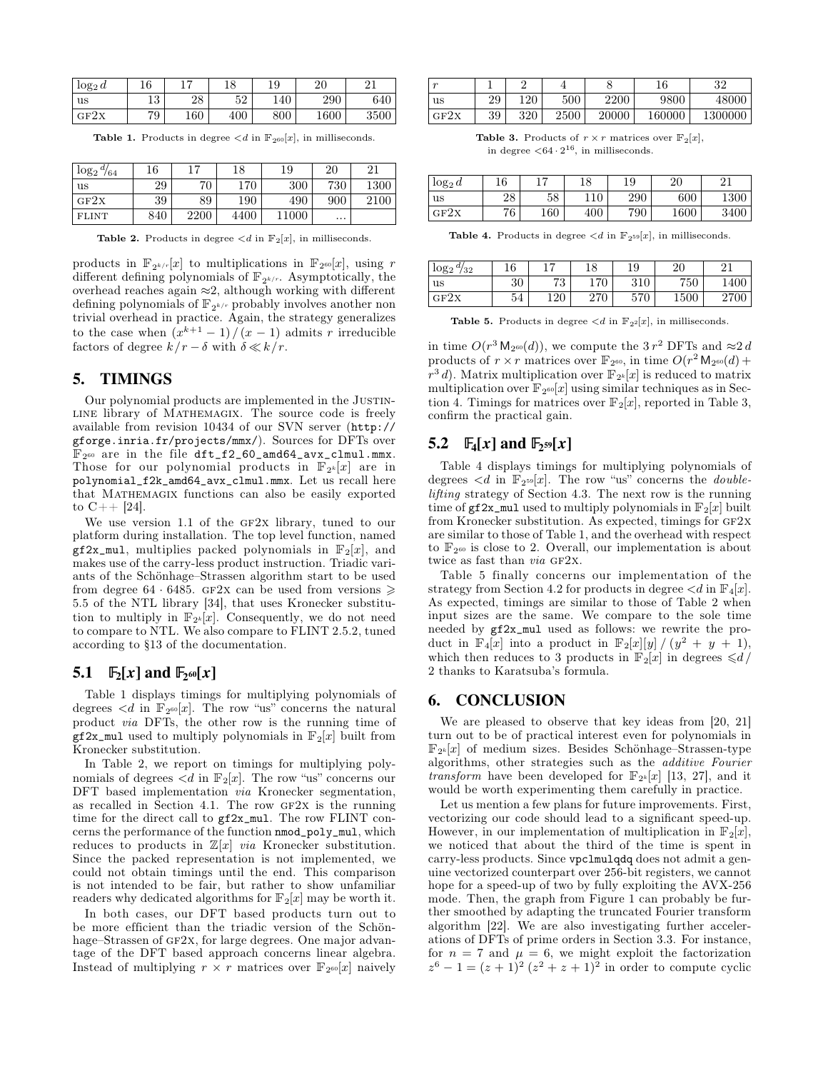| $\log_2 d$ | 16 | 17 | 18 | 19 | 20 | 21 |
|---|---|---|---|---|---|---|
| US | 13 | 28 | 52 | 140 | 290 | 640 |
| GF2X | 79 | 160 | 400 | 800 | 1600 | 3500 |

**Table 1.** Products in degree $<d$ in $\mathbb{F}_{2^{60}}[x]$, in milliseconds.

| $\log_2 d/_{64}$ | 16 | 17 | 18 | 19 | 20 | 21 |
|---|---|---|---|---|---|---|
| US | 29 | 70 | 170 | 300 | 730 | 1300 |
| GF2X | 39 | 89 | 190 | 490 | 900 | 2100 |
| FLINT | 840 | 2200 | 4400 | 11000 | ... | |

**Table 2.** Products in degree $<d$ in $\mathbb{F}_2[x]$, in milliseconds.

products in $\mathbb{F}_{2^{k/r}}[x]$ to multiplications in $\mathbb{F}_{2^{60}}[x]$, using $r$ different defining polynomials of $\mathbb{F}_{2^{k/r}}$. Asymptotically, the overhead reaches again $\approx 2$, although working with different defining polynomials of $\mathbb{F}_{2^{k/r}}$ probably involves another non trivial overhead in practice. Again, the strategy generalizes to the case when $(x^{k+1}-1)/(x-1)$ admits $r$ irreducible factors of degree $k/r-\delta$ with $\delta \ll k/r$.

## 5. TIMINGS

Our polynomial products are implemented in the JUSTINLINE library of MATHEMAGIX. The source code is freely available from revision 10434 of our SVN server (http://gforge.inria.fr/projects/mmx/). Sources for DFTs over $\mathbb{F}_{2^{60}}$ are in the file dft_f2_60_amd64_avx_clmul.mmx. Those for our polynomial products in $\mathbb{F}_{2^k}[x]$ are in polynomial_f2k_amd64_avx_clmul.mmx. Let us recall here that MATHEMAGIX functions can also be easily exported to C++ [24].

We use version 1.1 of the GF2X library, tuned to our platform during installation. The top level function, named gf2x_mul, multiplies packed polynomials in $\mathbb{F}_2[x]$, and makes use of the carry-less product instruction. Triadic variants of the Schönhage–Strassen algorithm start to be used from degree $64 \cdot 6485$. GF2X can be used from versions $\geqslant$ 5.5 of the NTL library [34], that uses Kronecker substitution to multiply in $\mathbb{F}_{2^k}[x]$. Consequently, we do not need to compare to NTL. We also compare to FLINT 2.5.2, tuned according to §13 of the documentation.

### 5.1 $\mathbb{F}_2[x]$ and $\mathbb{F}_{2^{60}}[x]$

Table 1 displays timings for multiplying polynomials of degrees $<d$ in $\mathbb{F}_{2^{60}}[x]$. The row "us" concerns the natural product *via* DFTs, the other row is the running time of gf2x_mul used to multiply polynomials in $\mathbb{F}_2[x]$ built from Kronecker substitution.

In Table 2, we report on timings for multiplying polynomials of degrees $<d$ in $\mathbb{F}_2[x]$. The row "us" concerns our DFT based implementation *via* Kronecker segmentation, as recalled in Section 4.1. The row GF2X is the running time for the direct call to gf2x_mul. The row FLINT concerns the performance of the function nmod_poly_mul, which reduces to products in $\mathbb{Z}[x]$ *via* Kronecker substitution. Since the packed representation is not implemented, we could not obtain timings until the end. This comparison is not intended to be fair, but rather to show unfamiliar readers why dedicated algorithms for $\mathbb{F}_2[x]$ may be worth it.

In both cases, our DFT based products turn out to be more efficient than the triadic version of the Schönhage–Strassen of GF2X, for large degrees. One major advantage of the DFT based approach concerns linear algebra. Instead of multiplying $r \times r$ matrices over $\mathbb{F}_{2^{60}}[x]$ naively

| $r$ | 1 | 2 | 4 | 8 | 16 | 32 |
|---|---|---|---|---|---|---|
| US | 29 | 120 | 500 | 2200 | 9800 | 48000 |
| GF2X | 39 | 320 | 2500 | 20000 | 160000 | 1300000 |

**Table 3.** Products of $r \times r$ matrices over $\mathbb{F}_2[x]$, in degree $<64 \cdot 2^{16}$, in milliseconds.

| $\log_2 d$ | 16 | 17 | 18 | 19 | 20 | 21 |
|---|---|---|---|---|---|---|
| US | 28 | 58 | 110 | 290 | 600 | 1300 |
| GF2X | 76 | 160 | 400 | 790 | 1600 | 3400 |

**Table 4.** Products in degree $<d$ in $\mathbb{F}_{2^{59}}[x]$, in milliseconds.

| $\log_2 d/_{32}$ | 16 | 17 | 18 | 19 | 20 | 21 |
|---|---|---|---|---|---|---|
| US | 30 | 73 | 170 | 310 | 750 | 1400 |
| GF2X | 54 | 120 | 270 | 570 | 1500 | 2700 |

**Table 5.** Products in degree $<d$ in $\mathbb{F}_{2^2}[x]$, in milliseconds.

in time $O(r^3\, \mathsf{M}_{2^{60}}(d))$, we compute the $3\,r^2$ DFTs and $\approx 2\,d$ products of $r \times r$ matrices over $\mathbb{F}_{2^{60}}$, in time $O(r^2\, \mathsf{M}_{2^{60}}(d) + r^3\, d)$. Matrix multiplication over $\mathbb{F}_{2^k}[x]$ is reduced to matrix multiplication over $\mathbb{F}_{2^{60}}[x]$ using similar techniques as in Section 4. Timings for matrices over $\mathbb{F}_2[x]$, reported in Table 3, confirm the practical gain.

### 5.2 $\mathbb{F}_4[x]$ and $\mathbb{F}_{2^{59}}[x]$

Table 4 displays timings for multiplying polynomials of degrees $<d$ in $\mathbb{F}_{2^{59}}[x]$. The row "us" concerns the *double-lifting* strategy of Section 4.3. The next row is the running time of gf2x_mul used to multiply polynomials in $\mathbb{F}_2[x]$ built from Kronecker substitution. As expected, timings for GF2X are similar to those of Table 1, and the overhead with respect to $\mathbb{F}_{2^{60}}$ is close to 2. Overall, our implementation is about twice as fast than *via* GF2X.

Table 5 finally concerns our implementation of the strategy from Section 4.2 for products in degree $<d$ in $\mathbb{F}_4[x]$. As expected, timings are similar to those of Table 2 when input sizes are the same. We compare to the sole time needed by gf2x_mul used as follows: we rewrite the product in $\mathbb{F}_4[x]$ into a product in $\mathbb{F}_2[x][y]/(y^2+y+1)$, which then reduces to 3 products in $\mathbb{F}_2[x]$ in degrees $\leqslant d/2$ thanks to Karatsuba's formula.

## 6. CONCLUSION

We are pleased to observe that key ideas from [20, 21] turn out to be of practical interest even for polynomials in $\mathbb{F}_{2^k}[x]$ of medium sizes. Besides Schönhage–Strassen-type algorithms, other strategies such as the *additive Fourier transform* have been developed for $\mathbb{F}_{2^k}[x]$ [13, 27], and it would be worth experimenting them carefully in practice.

Let us mention a few plans for future improvements. First, vectorizing our code should lead to a significant speed-up. However, in our implementation of multiplication in $\mathbb{F}_2[x]$, we noticed that about the third of the time is spent in carry-less products. Since vpclmulqdq does not admit a genuine vectorized counterpart over 256-bit registers, we cannot hope for a speed-up of two by fully exploiting the AVX-256 mode. Then, the graph from Figure 1 can probably be further smoothed by adapting the truncated Fourier transform algorithm [22]. We are also investigating further accelerations of DFTs of prime orders in Section 3.3. For instance, for $n=7$ and $\mu=6$, we might exploit the factorization $z^6-1=(z+1)^2\,(z^2+z+1)^2$ in order to compute cyclic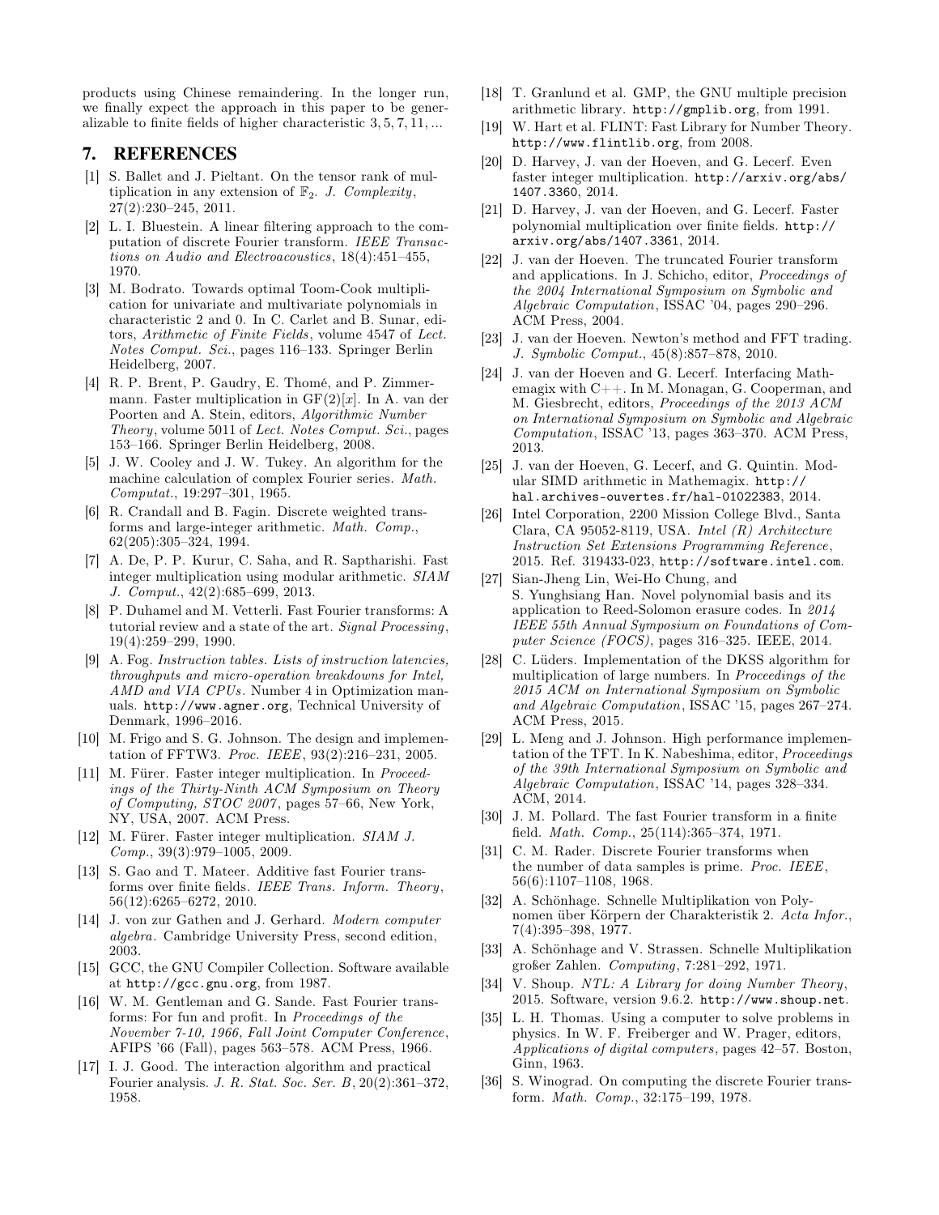products using Chinese remaindering. In the longer run, we finally expect the approach in this paper to be generalizable to finite fields of higher characteristic $3, 5, 7, 11, \ldots$

## 7. REFERENCES

- [1] S. Ballet and J. Pieltant. On the tensor rank of multiplication in any extension of $\mathbb{F}_2$. *J. Complexity*, 27(2):230–245, 2011.
- [2] L. I. Bluestein. A linear filtering approach to the computation of discrete Fourier transform. *IEEE Transactions on Audio and Electroacoustics*, 18(4):451–455, 1970.
- [3] M. Bodrato. Towards optimal Toom-Cook multiplication for univariate and multivariate polynomials in characteristic 2 and 0. In C. Carlet and B. Sunar, editors, *Arithmetic of Finite Fields*, volume 4547 of *Lect. Notes Comput. Sci.*, pages 116–133. Springer Berlin Heidelberg, 2007.
- [4] R. P. Brent, P. Gaudry, E. Thomé, and P. Zimmermann. Faster multiplication in $\mathrm{GF}(2)[x]$. In A. van der Poorten and A. Stein, editors, *Algorithmic Number Theory*, volume 5011 of *Lect. Notes Comput. Sci.*, pages 153–166. Springer Berlin Heidelberg, 2008.
- [5] J. W. Cooley and J. W. Tukey. An algorithm for the machine calculation of complex Fourier series. *Math. Computat.*, 19:297–301, 1965.
- [6] R. Crandall and B. Fagin. Discrete weighted transforms and large-integer arithmetic. *Math. Comp.*, 62(205):305–324, 1994.
- [7] A. De, P. P. Kurur, C. Saha, and R. Saptharishi. Fast integer multiplication using modular arithmetic. *SIAM J. Comput.*, 42(2):685–699, 2013.
- [8] P. Duhamel and M. Vetterli. Fast Fourier transforms: A tutorial review and a state of the art. *Signal Processing*, 19(4):259–299, 1990.
- [9] A. Fog. *Instruction tables. Lists of instruction latencies, throughputs and micro-operation breakdowns for Intel, AMD and VIA CPUs*. Number 4 in Optimization manuals. http://www.agner.org, Technical University of Denmark, 1996–2016.
- [10] M. Frigo and S. G. Johnson. The design and implementation of FFTW3. *Proc. IEEE*, 93(2):216–231, 2005.
- [11] M. Fürer. Faster integer multiplication. In *Proceedings of the Thirty-Ninth ACM Symposium on Theory of Computing, STOC 2007*, pages 57–66, New York, NY, USA, 2007. ACM Press.
- [12] M. Fürer. Faster integer multiplication. *SIAM J. Comp.*, 39(3):979–1005, 2009.
- [13] S. Gao and T. Mateer. Additive fast Fourier transforms over finite fields. *IEEE Trans. Inform. Theory*, 56(12):6265–6272, 2010.
- [14] J. von zur Gathen and J. Gerhard. *Modern computer algebra*. Cambridge University Press, second edition, 2003.
- [15] GCC, the GNU Compiler Collection. Software available at http://gcc.gnu.org, from 1987.
- [16] W. M. Gentleman and G. Sande. Fast Fourier transforms: For fun and profit. In *Proceedings of the November 7-10, 1966, Fall Joint Computer Conference*, AFIPS '66 (Fall), pages 563–578. ACM Press, 1966.
- [17] I. J. Good. The interaction algorithm and practical Fourier analysis. *J. R. Stat. Soc. Ser. B*, 20(2):361–372, 1958.
- [18] T. Granlund et al. GMP, the GNU multiple precision arithmetic library. http://gmplib.org, from 1991.
- [19] W. Hart et al. FLINT: Fast Library for Number Theory. http://www.flintlib.org, from 2008.
- [20] D. Harvey, J. van der Hoeven, and G. Lecerf. Even faster integer multiplication. http://arxiv.org/abs/1407.3360, 2014.
- [21] D. Harvey, J. van der Hoeven, and G. Lecerf. Faster polynomial multiplication over finite fields. http://arxiv.org/abs/1407.3361, 2014.
- [22] J. van der Hoeven. The truncated Fourier transform and applications. In J. Schicho, editor, *Proceedings of the 2004 International Symposium on Symbolic and Algebraic Computation*, ISSAC '04, pages 290–296. ACM Press, 2004.
- [23] J. van der Hoeven. Newton's method and FFT trading. *J. Symbolic Comput.*, 45(8):857–878, 2010.
- [24] J. van der Hoeven and G. Lecerf. Interfacing Mathemagix with C++. In M. Monagan, G. Cooperman, and M. Giesbrecht, editors, *Proceedings of the 2013 ACM on International Symposium on Symbolic and Algebraic Computation*, ISSAC '13, pages 363–370. ACM Press, 2013.
- [25] J. van der Hoeven, G. Lecerf, and G. Quintin. Modular SIMD arithmetic in Mathemagix. http://hal.archives-ouvertes.fr/hal-01022383, 2014.
- [26] Intel Corporation, 2200 Mission College Blvd., Santa Clara, CA 95052-8119, USA. *Intel (R) Architecture Instruction Set Extensions Programming Reference*, 2015. Ref. 319433-023, http://software.intel.com.
- [27] Sian-Jheng Lin, Wei-Ho Chung, and S. Yunghsiang Han. Novel polynomial basis and its application to Reed-Solomon erasure codes. In *2014 IEEE 55th Annual Symposium on Foundations of Computer Science (FOCS)*, pages 316–325. IEEE, 2014.
- [28] C. Lüders. Implementation of the DKSS algorithm for multiplication of large numbers. In *Proceedings of the 2015 ACM on International Symposium on Symbolic and Algebraic Computation*, ISSAC '15, pages 267–274. ACM Press, 2015.
- [29] L. Meng and J. Johnson. High performance implementation of the TFT. In K. Nabeshima, editor, *Proceedings of the 39th International Symposium on Symbolic and Algebraic Computation*, ISSAC '14, pages 328–334. ACM, 2014.
- [30] J. M. Pollard. The fast Fourier transform in a finite field. *Math. Comp.*, 25(114):365–374, 1971.
- [31] C. M. Rader. Discrete Fourier transforms when the number of data samples is prime. *Proc. IEEE*, 56(6):1107–1108, 1968.
- [32] A. Schönhage. Schnelle Multiplikation von Polynomen über Körpern der Charakteristik 2. *Acta Infor.*, 7(4):395–398, 1977.
- [33] A. Schönhage and V. Strassen. Schnelle Multiplikation großer Zahlen. *Computing*, 7:281–292, 1971.
- [34] V. Shoup. *NTL: A Library for doing Number Theory*, 2015. Software, version 9.6.2. http://www.shoup.net.
- [35] L. H. Thomas. Using a computer to solve problems in physics. In W. F. Freiberger and W. Prager, editors, *Applications of digital computers*, pages 42–57. Boston, Ginn, 1963.
- [36] S. Winograd. On computing the discrete Fourier transform. *Math. Comp.*, 32:175–199, 1978.